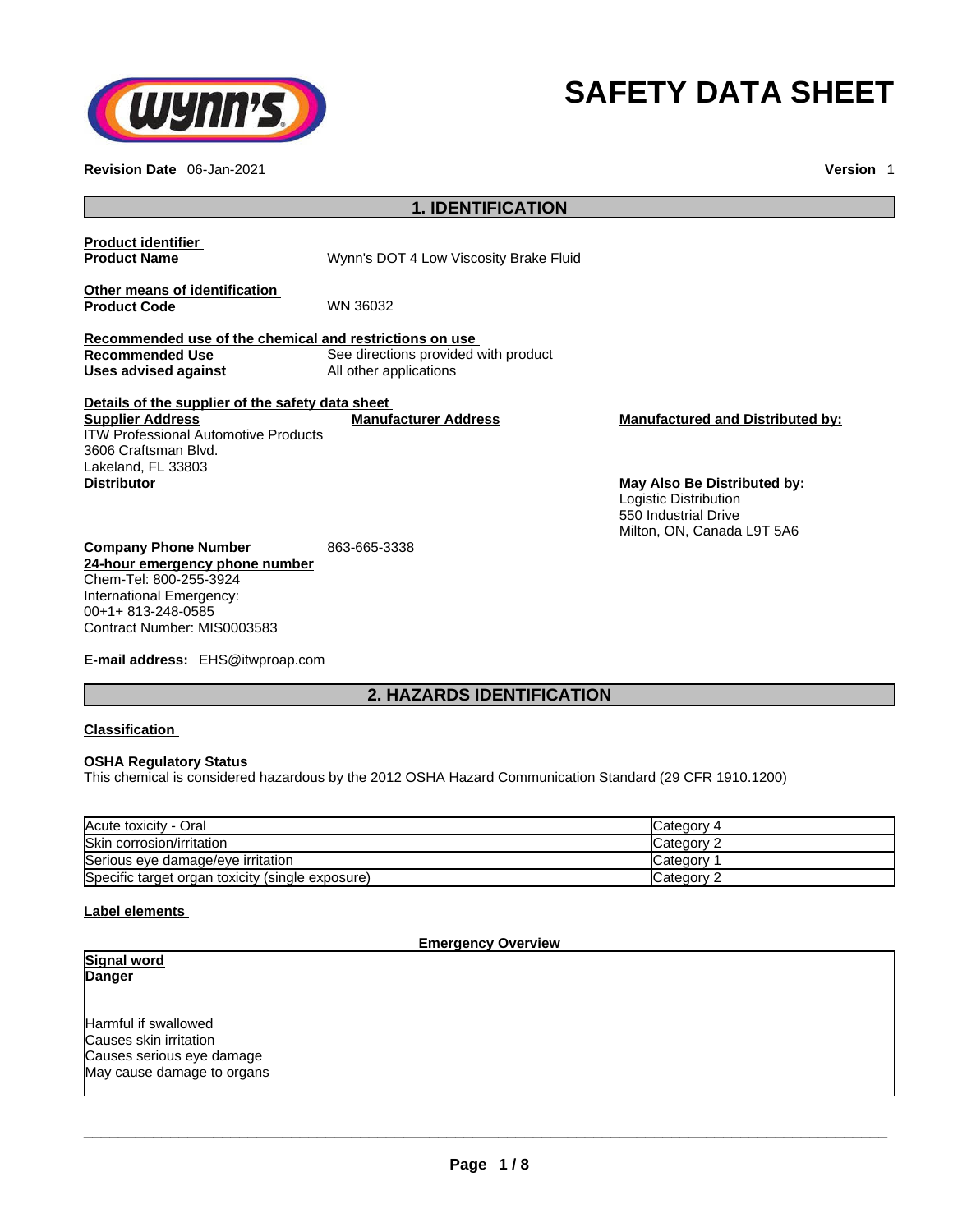# SAFETY DATA SHEET

**Revision Date** 06-Jan-2021 **Version** 1

## 1. IDENTIFICATION

**Product identifier**

**Product Name** Wynn's DOT 4 Low Viscosity Brake Fluid

**Other means of identification**

**Product Code** WN 36032

**Recommended use of the chemical and restrictions on use**

**Recommended Use** See directions provided with product

**Uses advised against** All other applications

**Details of the supplier of the safety data sheet**

**Supplier Address**
ITW Professional Automotive Products
3606 Craftsman Blvd.
Lakeland, FL 33803

**Manufacturer Address**

**Manufactured and Distributed by:**

**Distributor**

**May Also Be Distributed by:**
Logistic Distribution
550 Industrial Drive
Milton, ON, Canada L9T 5A6

**Company Phone Number** 863-665-3338

**24-hour emergency phone number**
Chem-Tel: 800-255-3924
International Emergency:
00+1+ 813-248-0585
Contract Number: MIS0003583

**E-mail address:** EHS@itwproap.com

## 2. HAZARDS IDENTIFICATION

**Classification**

**OSHA Regulatory Status**
This chemical is considered hazardous by the 2012 OSHA Hazard Communication Standard (29 CFR 1910.1200)

| Hazard | Category |
|---|---|
| Acute toxicity - Oral | Category 4 |
| Skin corrosion/irritation | Category 2 |
| Serious eye damage/eye irritation | Category 1 |
| Specific target organ toxicity (single exposure) | Category 2 |

**Label elements**

**Emergency Overview**

**Signal word**
**Danger**

Harmful if swallowed
Causes skin irritation
Causes serious eye damage
May cause damage to organs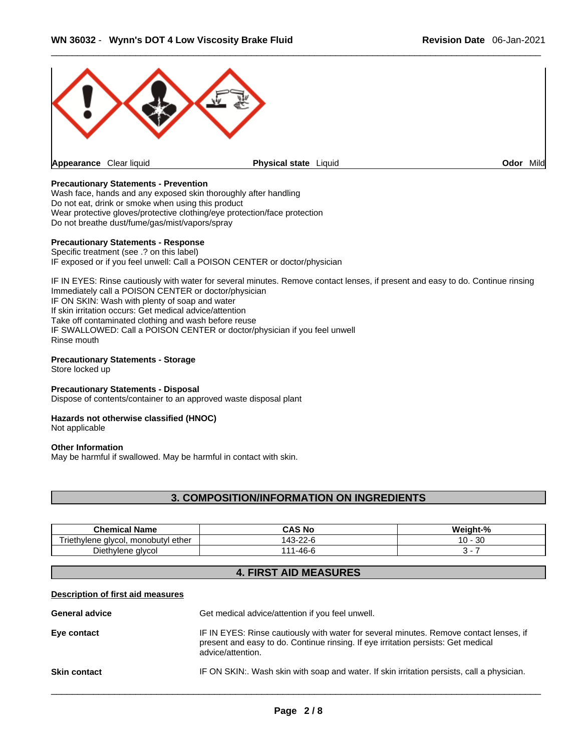| Appearance Clear liquid | Physical state Liquid | Odor Mild |
|---|---|---|

**Precautionary Statements - Prevention**
Wash face, hands and any exposed skin thoroughly after handling
Do not eat, drink or smoke when using this product
Wear protective gloves/protective clothing/eye protection/face protection
Do not breathe dust/fume/gas/mist/vapors/spray

**Precautionary Statements - Response**
Specific treatment (see .? on this label)
IF exposed or if you feel unwell: Call a POISON CENTER or doctor/physician

IF IN EYES: Rinse cautiously with water for several minutes. Remove contact lenses, if present and easy to do. Continue rinsing
Immediately call a POISON CENTER or doctor/physician
IF ON SKIN: Wash with plenty of soap and water
If skin irritation occurs: Get medical advice/attention
Take off contaminated clothing and wash before reuse
IF SWALLOWED: Call a POISON CENTER or doctor/physician if you feel unwell
Rinse mouth

**Precautionary Statements - Storage**
Store locked up

**Precautionary Statements - Disposal**
Dispose of contents/container to an approved waste disposal plant

**Hazards not otherwise classified (HNOC)**
Not applicable

**Other Information**
May be harmful if swallowed. May be harmful in contact with skin.

## 3. COMPOSITION/INFORMATION ON INGREDIENTS

| Chemical Name | CAS No | Weight-% |
|---|---|---|
| Triethylene glycol, monobutyl ether | 143-22-6 | 10 - 30 |
| Diethylene glycol | 111-46-6 | 3 - 7 |

## 4. FIRST AID MEASURES

**Description of first aid measures**

**General advice** Get medical advice/attention if you feel unwell.

**Eye contact** IF IN EYES: Rinse cautiously with water for several minutes. Remove contact lenses, if present and easy to do. Continue rinsing. If eye irritation persists: Get medical advice/attention.

**Skin contact** IF ON SKIN:. Wash skin with soap and water. If skin irritation persists, call a physician.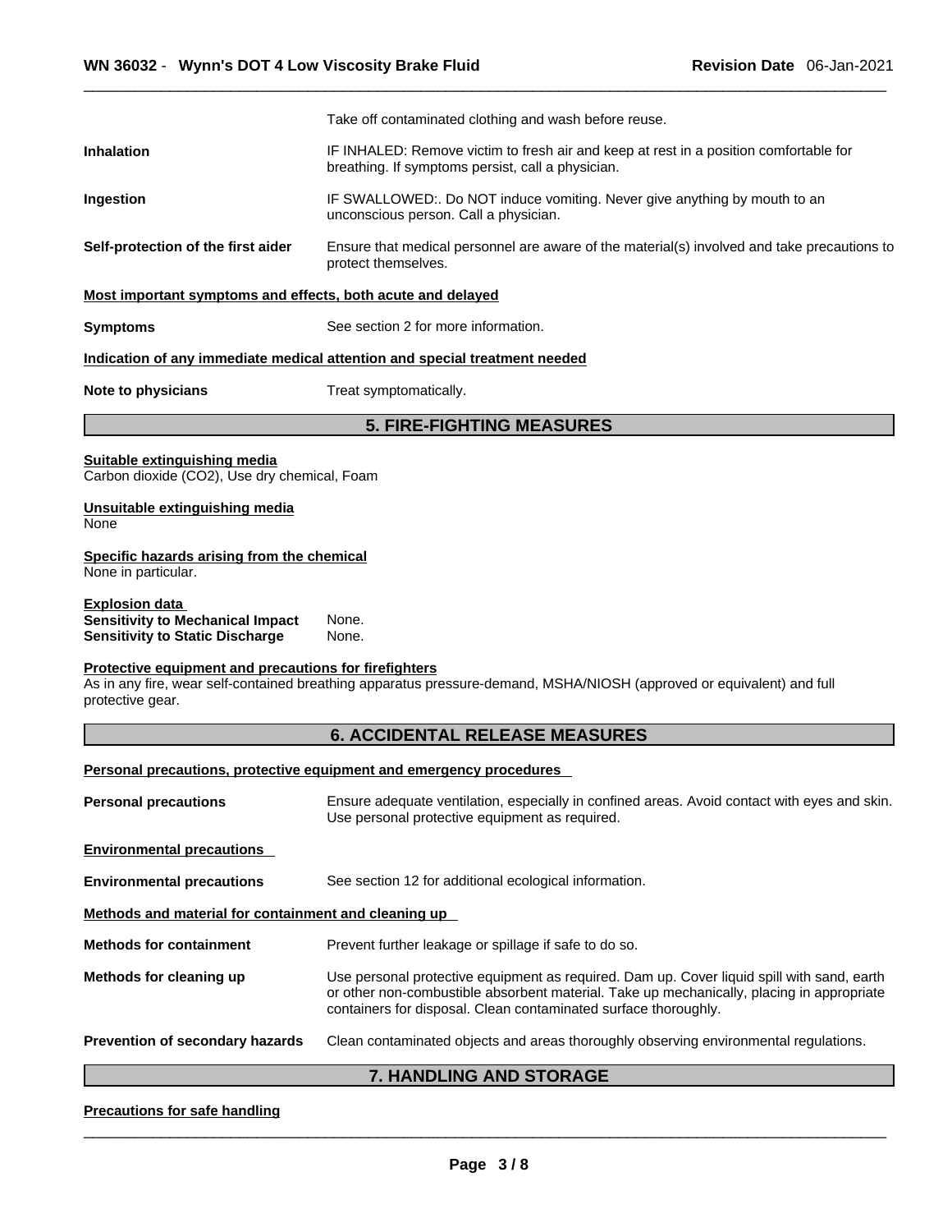| | |
|---|---|
| | Take off contaminated clothing and wash before reuse. |
| **Inhalation** | IF INHALED: Remove victim to fresh air and keep at rest in a position comfortable for breathing. If symptoms persist, call a physician. |
| **Ingestion** | IF SWALLOWED:. Do NOT induce vomiting. Never give anything by mouth to an unconscious person. Call a physician. |
| **Self-protection of the first aider** | Ensure that medical personnel are aware of the material(s) involved and take precautions to protect themselves. |

**Most important symptoms and effects, both acute and delayed**

| | |
|---|---|
| **Symptoms** | See section 2 for more information. |

**Indication of any immediate medical attention and special treatment needed**

| | |
|---|---|
| **Note to physicians** | Treat symptomatically. |

## 5. FIRE-FIGHTING MEASURES

**Suitable extinguishing media**
Carbon dioxide ($CO_2$), Use dry chemical, Foam

**Unsuitable extinguishing media**
None

**Specific hazards arising from the chemical**
None in particular.

**Explosion data**
**Sensitivity to Mechanical Impact** None.
**Sensitivity to Static Discharge** None.

**Protective equipment and precautions for firefighters**
As in any fire, wear self-contained breathing apparatus pressure-demand, MSHA/NIOSH (approved or equivalent) and full protective gear.

## 6. ACCIDENTAL RELEASE MEASURES

**Personal precautions, protective equipment and emergency procedures**

| | |
|---|---|
| **Personal precautions** | Ensure adequate ventilation, especially in confined areas. Avoid contact with eyes and skin. Use personal protective equipment as required. |

**Environmental precautions**

| | |
|---|---|
| **Environmental precautions** | See section 12 for additional ecological information. |

**Methods and material for containment and cleaning up**

| | |
|---|---|
| **Methods for containment** | Prevent further leakage or spillage if safe to do so. |
| **Methods for cleaning up** | Use personal protective equipment as required. Dam up. Cover liquid spill with sand, earth or other non-combustible absorbent material. Take up mechanically, placing in appropriate containers for disposal. Clean contaminated surface thoroughly. |
| **Prevention of secondary hazards** | Clean contaminated objects and areas thoroughly observing environmental regulations. |

## 7. HANDLING AND STORAGE

**Precautions for safe handling**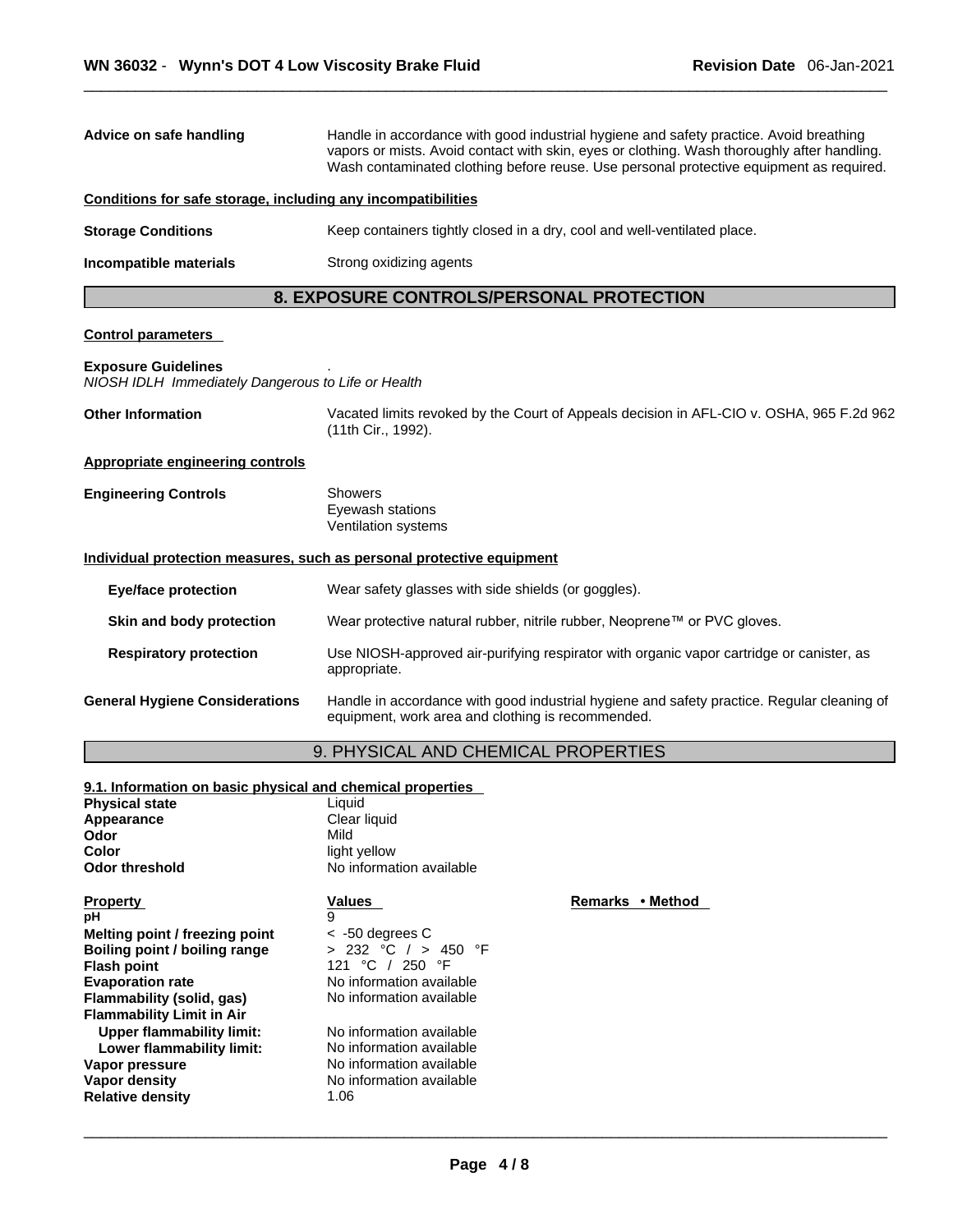| | |
|---|---|
| **Advice on safe handling** | Handle in accordance with good industrial hygiene and safety practice. Avoid breathing vapors or mists. Avoid contact with skin, eyes or clothing. Wash thoroughly after handling. Wash contaminated clothing before reuse. Use personal protective equipment as required. |

**Conditions for safe storage, including any incompatibilities**

| | |
|---|---|
| **Storage Conditions** | Keep containers tightly closed in a dry, cool and well-ventilated place. |
| **Incompatible materials** | Strong oxidizing agents |

## 8. EXPOSURE CONTROLS/PERSONAL PROTECTION

**Control parameters**

**Exposure Guidelines** .
*NIOSH IDLH Immediately Dangerous to Life or Health*

| | |
|---|---|
| **Other Information** | Vacated limits revoked by the Court of Appeals decision in AFL-CIO v. OSHA, 965 F.2d 962 (11th Cir., 1992). |

**Appropriate engineering controls**

| | |
|---|---|
| **Engineering Controls** | Showers<br>Eyewash stations<br>Ventilation systems |

**Individual protection measures, such as personal protective equipment**

| | |
|---|---|
| **Eye/face protection** | Wear safety glasses with side shields (or goggles). |
| **Skin and body protection** | Wear protective natural rubber, nitrile rubber, Neoprene™ or PVC gloves. |
| **Respiratory protection** | Use NIOSH-approved air-purifying respirator with organic vapor cartridge or canister, as appropriate. |
| **General Hygiene Considerations** | Handle in accordance with good industrial hygiene and safety practice. Regular cleaning of equipment, work area and clothing is recommended. |

## 9. PHYSICAL AND CHEMICAL PROPERTIES

**9.1. Information on basic physical and chemical properties**

| | |
|---|---|
| **Physical state** | Liquid |
| **Appearance** | Clear liquid |
| **Odor** | Mild |
| **Color** | light yellow |
| **Odor threshold** | No information available |

| **Property** | **Values** | **Remarks • Method** |
|---|---|---|
| **pH** | 9 | |
| **Melting point / freezing point** | < -50 degrees C | |
| **Boiling point / boiling range** | > 232 °C / > 450 °F | |
| **Flash point** | 121 °C / 250 °F | |
| **Evaporation rate** | No information available | |
| **Flammability (solid, gas)** | No information available | |
| **Flammability Limit in Air** | | |
| **Upper flammability limit:** | No information available | |
| **Lower flammability limit:** | No information available | |
| **Vapor pressure** | No information available | |
| **Vapor density** | No information available | |
| **Relative density** | 1.06 | |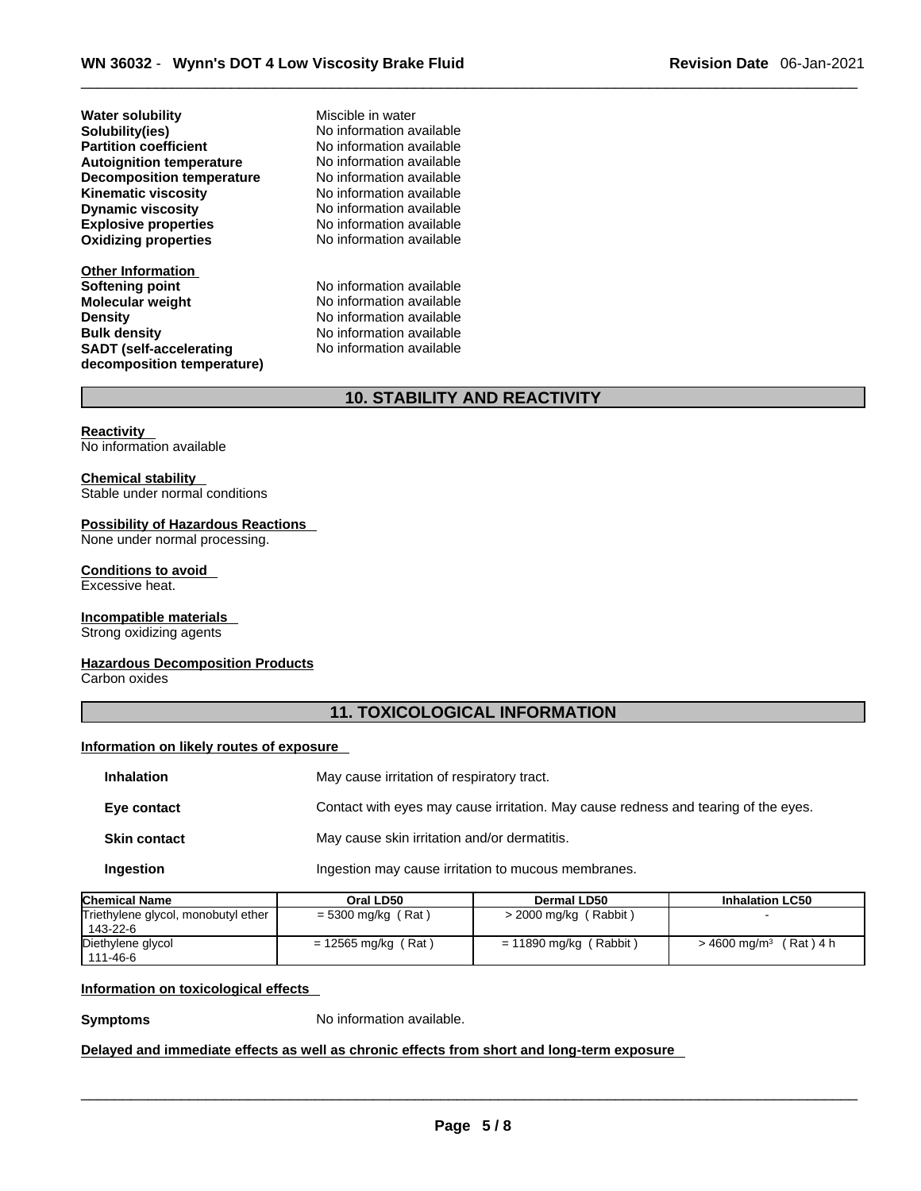| | |
|---|---|
| **Water solubility** | Miscible in water |
| **Solubility(ies)** | No information available |
| **Partition coefficient** | No information available |
| **Autoignition temperature** | No information available |
| **Decomposition temperature** | No information available |
| **Kinematic viscosity** | No information available |
| **Dynamic viscosity** | No information available |
| **Explosive properties** | No information available |
| **Oxidizing properties** | No information available |

**Other Information**

| | |
|---|---|
| **Softening point** | No information available |
| **Molecular weight** | No information available |
| **Density** | No information available |
| **Bulk density** | No information available |
| **SADT (self-accelerating decomposition temperature)** | No information available |

## 10. STABILITY AND REACTIVITY

**Reactivity**
No information available

**Chemical stability**
Stable under normal conditions

**Possibility of Hazardous Reactions**
None under normal processing.

**Conditions to avoid**
Excessive heat.

**Incompatible materials**
Strong oxidizing agents

**Hazardous Decomposition Products**
Carbon oxides

## 11. TOXICOLOGICAL INFORMATION

**Information on likely routes of exposure**

| | |
|---|---|
| **Inhalation** | May cause irritation of respiratory tract. |
| **Eye contact** | Contact with eyes may cause irritation. May cause redness and tearing of the eyes. |
| **Skin contact** | May cause skin irritation and/or dermatitis. |
| **Ingestion** | Ingestion may cause irritation to mucous membranes. |

| Chemical Name | Oral LD50 | Dermal LD50 | Inhalation LC50 |
|---|---|---|---|
| Triethylene glycol, monobutyl ether 143-22-6 | = 5300 mg/kg ( Rat ) | > 2000 mg/kg ( Rabbit ) | - |
| Diethylene glycol 111-46-6 | = 12565 mg/kg ( Rat ) | = 11890 mg/kg ( Rabbit ) | > 4600 mg/m³ ( Rat ) 4 h |

**Information on toxicological effects**

**Symptoms** No information available.

**Delayed and immediate effects as well as chronic effects from short and long-term exposure**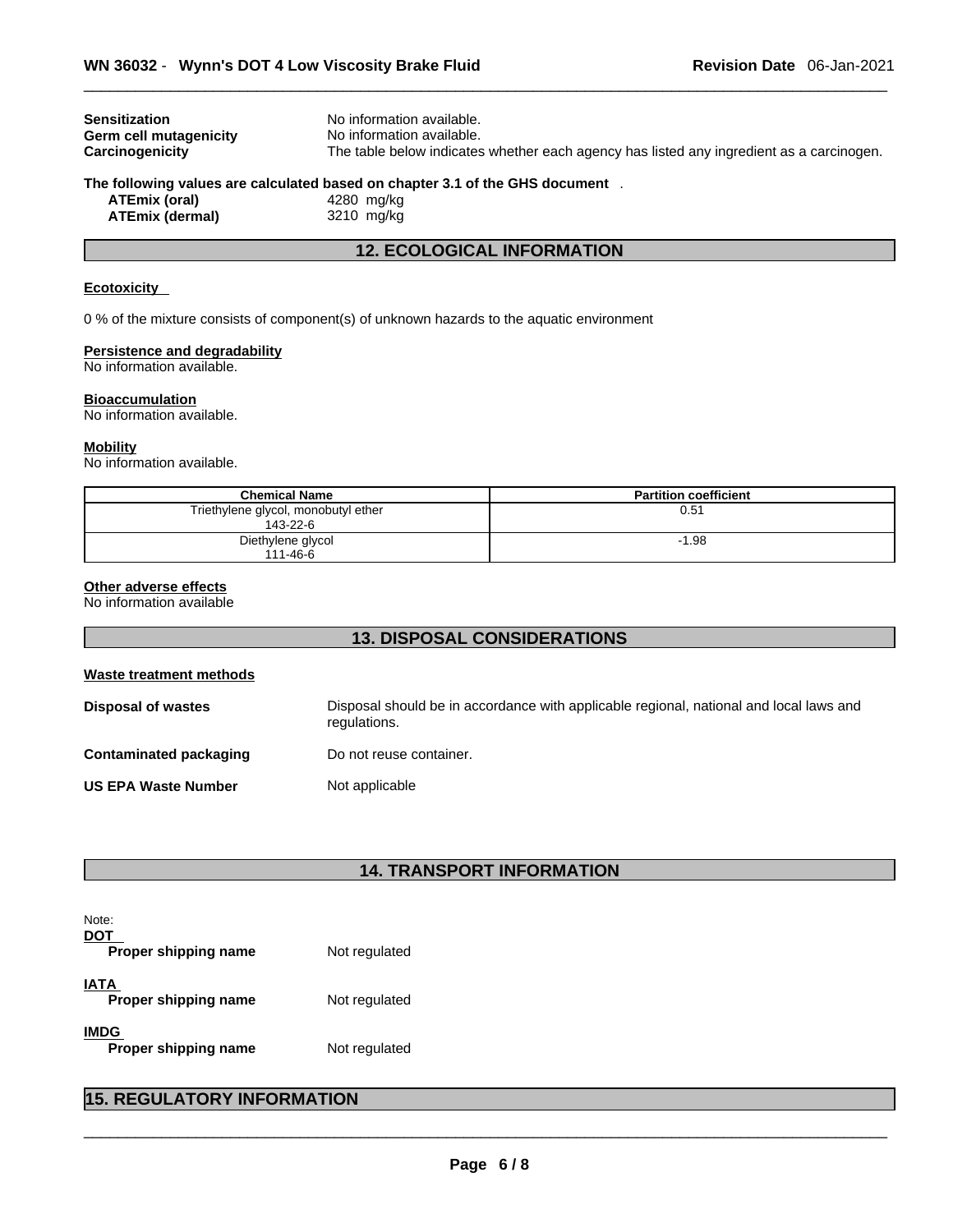**Sensitization** No information available.
**Germ cell mutagenicity** No information available.
**Carcinogenicity** The table below indicates whether each agency has listed any ingredient as a carcinogen.

**The following values are calculated based on chapter 3.1 of the GHS document** .

**ATEmix (oral)** 4280 mg/kg
**ATEmix (dermal)** 3210 mg/kg

## 12. ECOLOGICAL INFORMATION

**Ecotoxicity**

0 % of the mixture consists of component(s) of unknown hazards to the aquatic environment

**Persistence and degradability**
No information available.

**Bioaccumulation**
No information available.

**Mobility**
No information available.

| Chemical Name | Partition coefficient |
| --- | --- |
| Triethylene glycol, monobutyl ether 143-22-6 | 0.51 |
| Diethylene glycol 111-46-6 | -1.98 |

**Other adverse effects**
No information available

## 13. DISPOSAL CONSIDERATIONS

**Waste treatment methods**

**Disposal of wastes** Disposal should be in accordance with applicable regional, national and local laws and regulations.

**Contaminated packaging** Do not reuse container.

**US EPA Waste Number** Not applicable

## 14. TRANSPORT INFORMATION

Note:

**DOT**
**Proper shipping name** Not regulated

**IATA**
**Proper shipping name** Not regulated

**IMDG**
**Proper shipping name** Not regulated

## 15. REGULATORY INFORMATION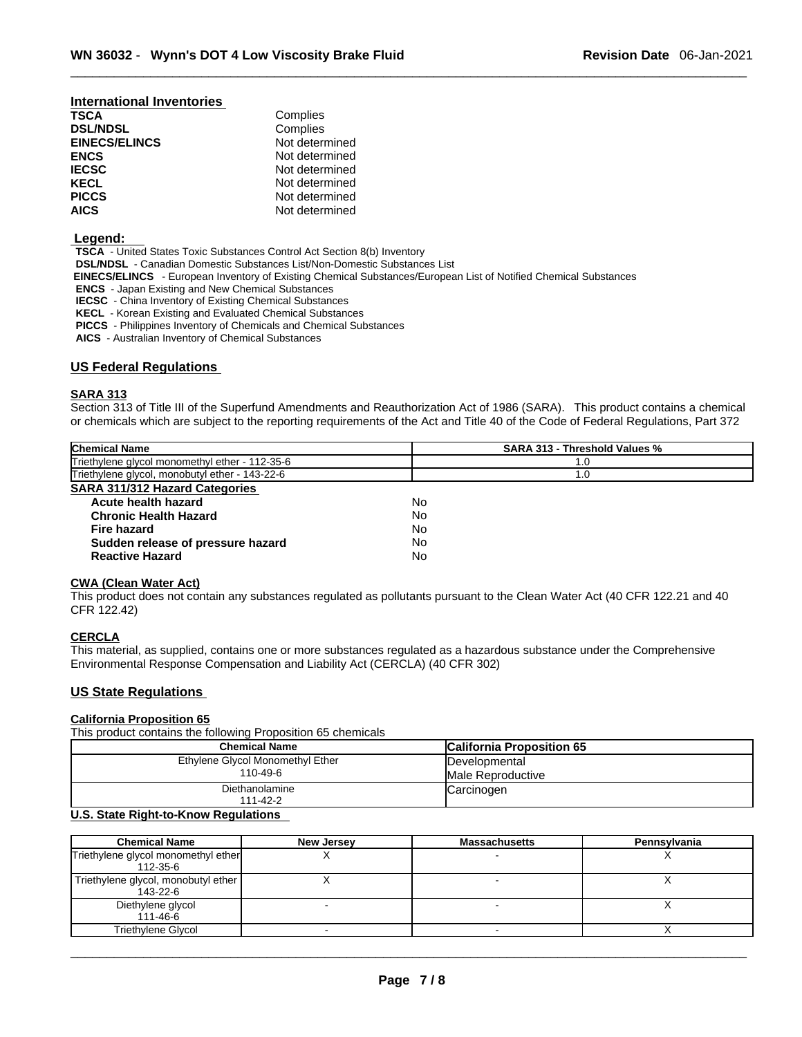## International Inventories

| | |
|---|---|
| **TSCA** | Complies |
| **DSL/NDSL** | Complies |
| **EINECS/ELINCS** | Not determined |
| **ENCS** | Not determined |
| **IECSC** | Not determined |
| **KECL** | Not determined |
| **PICCS** | Not determined |
| **AICS** | Not determined |

**Legend:**

**TSCA** - United States Toxic Substances Control Act Section 8(b) Inventory
**DSL/NDSL** - Canadian Domestic Substances List/Non-Domestic Substances List
**EINECS/ELINCS** - European Inventory of Existing Chemical Substances/European List of Notified Chemical Substances
**ENCS** - Japan Existing and New Chemical Substances
**IECSC** - China Inventory of Existing Chemical Substances
**KECL** - Korean Existing and Evaluated Chemical Substances
**PICCS** - Philippines Inventory of Chemicals and Chemical Substances
**AICS** - Australian Inventory of Chemical Substances

## US Federal Regulations

### SARA 313

Section 313 of Title III of the Superfund Amendments and Reauthorization Act of 1986 (SARA). This product contains a chemical or chemicals which are subject to the reporting requirements of the Act and Title 40 of the Code of Federal Regulations, Part 372

| Chemical Name | SARA 313 - Threshold Values % |
|---|---|
| Triethylene glycol monomethyl ether - 112-35-6 | 1.0 |
| Triethylene glycol, monobutyl ether - 143-22-6 | 1.0 |

### SARA 311/312 Hazard Categories

| | |
|---|---|
| **Acute health hazard** | No |
| **Chronic Health Hazard** | No |
| **Fire hazard** | No |
| **Sudden release of pressure hazard** | No |
| **Reactive Hazard** | No |

### CWA (Clean Water Act)

This product does not contain any substances regulated as pollutants pursuant to the Clean Water Act (40 CFR 122.21 and 40 CFR 122.42)

### CERCLA

This material, as supplied, contains one or more substances regulated as a hazardous substance under the Comprehensive Environmental Response Compensation and Liability Act (CERCLA) (40 CFR 302)

## US State Regulations

### California Proposition 65

This product contains the following Proposition 65 chemicals

| Chemical Name | California Proposition 65 |
|---|---|
| Ethylene Glycol Monomethyl Ether<br>110-49-6 | Developmental<br>Male Reproductive |
| Diethanolamine<br>111-42-2 | Carcinogen |

### U.S. State Right-to-Know Regulations

| Chemical Name | New Jersey | Massachusetts | Pennsylvania |
|---|---|---|---|
| Triethylene glycol monomethyl ether<br>112-35-6 | X | - | X |
| Triethylene glycol, monobutyl ether<br>143-22-6 | X | - | X |
| Diethylene glycol<br>111-46-6 | - | - | X |
| Triethylene Glycol | - | - | X |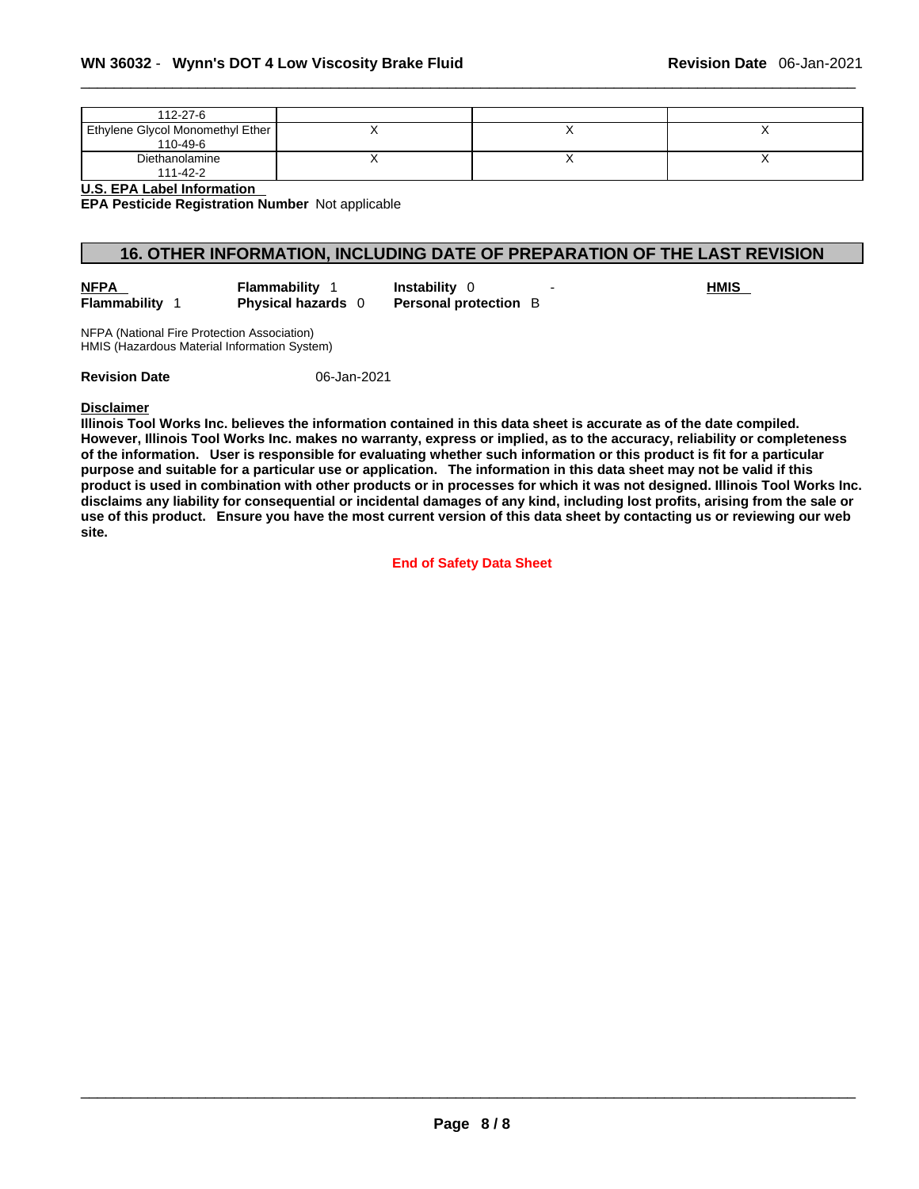| | | | |
|---|---|---|---|
| 112-27-6 | | | |
| Ethylene Glycol Monomethyl Ether 110-49-6 | X | X | X |
| Diethanolamine 111-42-2 | X | X | X |

**U.S. EPA Label Information**

**EPA Pesticide Registration Number** Not applicable

## 16. OTHER INFORMATION, INCLUDING DATE OF PREPARATION OF THE LAST REVISION

**NFPA** **Flammability** 1 **Instability** 0 -

**HMIS** **Flammability** 1 **Physical hazards** 0 **Personal protection** B

NFPA (National Fire Protection Association)
HMIS (Hazardous Material Information System)

**Revision Date** 06-Jan-2021

**Disclaimer**

**Illinois Tool Works Inc. believes the information contained in this data sheet is accurate as of the date compiled. However, Illinois Tool Works Inc. makes no warranty, express or implied, as to the accuracy, reliability or completeness of the information. User is responsible for evaluating whether such information or this product is fit for a particular purpose and suitable for a particular use or application. The information in this data sheet may not be valid if this product is used in combination with other products or in processes for which it was not designed. Illinois Tool Works Inc. disclaims any liability for consequential or incidental damages of any kind, including lost profits, arising from the sale or use of this product. Ensure you have the most current version of this data sheet by contacting us or reviewing our web site.**

**End of Safety Data Sheet**